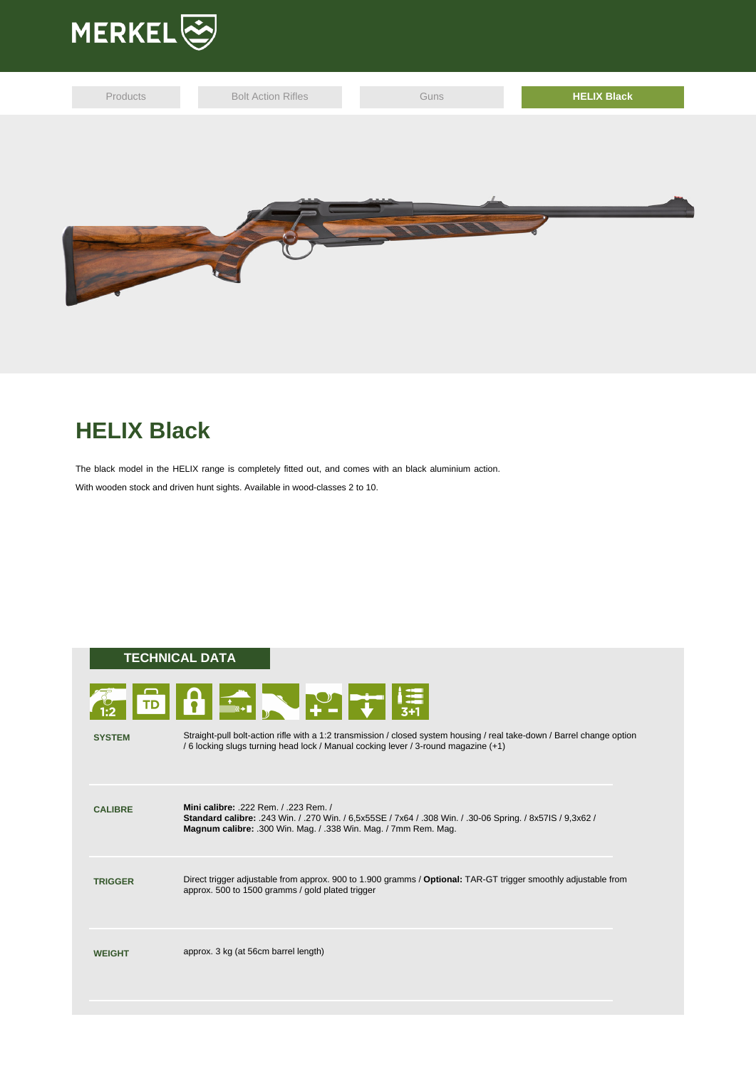MERKEL

Products | Bolt Action Rifles | Guns | HELIX Black

# HELIX Black

The black model in the HELIX range is completely fitted out, and comes with an black aluminium action.

With wooden stock and driven hunt sights. Available in wood-classes 2 to 10.

## TECHNICAL DATA

| | |
|---|---|
| **SYSTEM** | Straight-pull bolt-action rifle with a 1:2 transmission / closed system housing / real take-down / Barrel change option / 6 locking slugs turning head lock / Manual cocking lever / 3-round magazine (+1) |
| **CALIBRE** | **Mini calibre:** .222 Rem. / .223 Rem. / **Standard calibre:** .243 Win. / .270 Win. / 6,5x55SE / 7x64 / .308 Win. / .30-06 Spring. / 8x57IS / 9,3x62 / **Magnum calibre:** .300 Win. Mag. / .338 Win. Mag. / 7mm Rem. Mag. |
| **TRIGGER** | Direct trigger adjustable from approx. 900 to 1.900 gramms / **Optional:** TAR-GT trigger smoothly adjustable from approx. 500 to 1500 gramms / gold plated trigger |
| **WEIGHT** | approx. 3 kg (at 56cm barrel length) |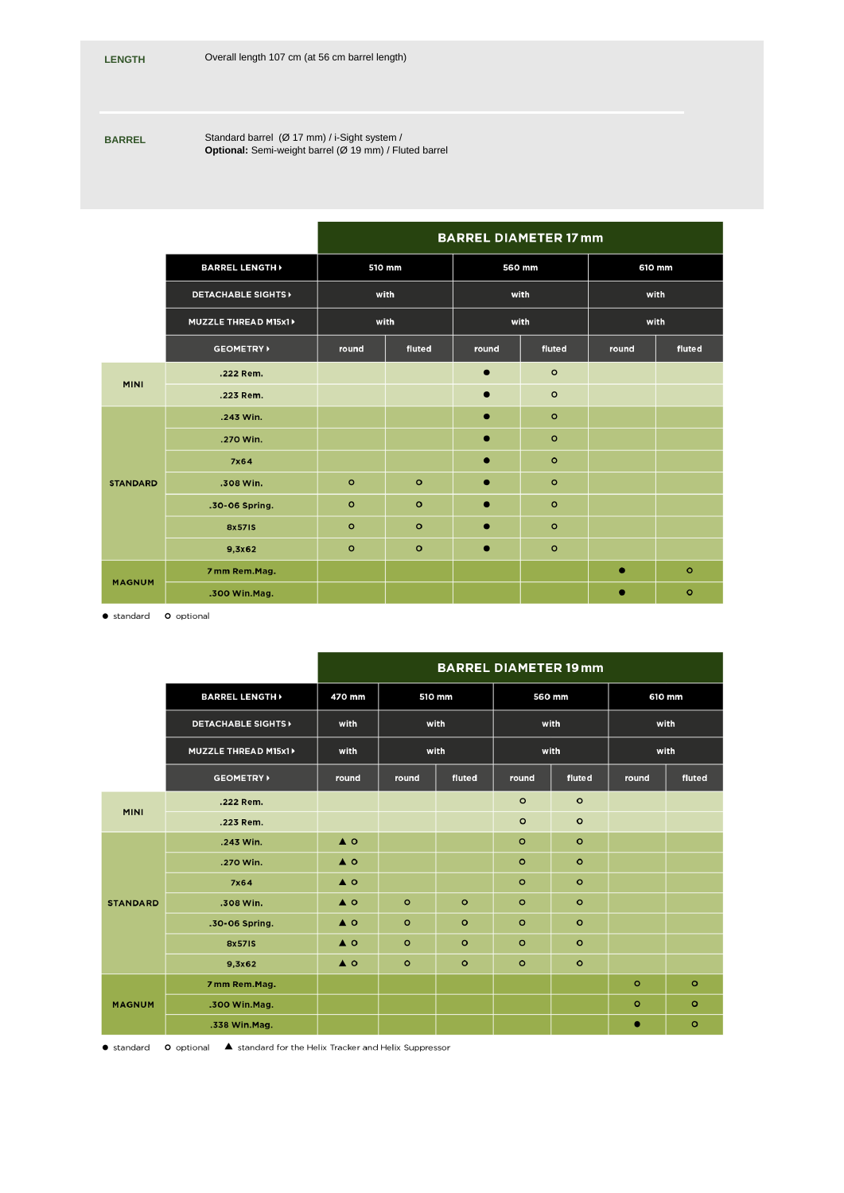| | |
|---|---|
| **LENGTH** | Overall length 107 cm (at 56 cm barrel length) |
| **BARREL** | Standard barrel (Ø 17 mm) / i-Sight system / **Optional:** Semi-weight barrel (Ø 19 mm) / Fluted barrel |

| | | BARREL DIAMETER 17 mm | | | | | |
|---|---|---|---|---|---|---|---|
| | BARREL LENGTH ▸ | 510 mm | | 560 mm | | 610 mm | |
| | DETACHABLE SIGHTS ▸ | with | | with | | with | |
| | MUZZLE THREAD M15x1 ▸ | with | | with | | with | |
| | GEOMETRY ▸ | round | fluted | round | fluted | round | fluted |
| MINI | .222 Rem. | | | ● | ○ | | |
| | .223 Rem. | | | ● | ○ | | |
| STANDARD | .243 Win. | | | ● | ○ | | |
| | .270 Win. | | | ● | ○ | | |
| | 7x64 | | | ● | ○ | | |
| | .308 Win. | ○ | ○ | ● | ○ | | |
| | .30-06 Spring. | ○ | ○ | ● | ○ | | |
| | 8x57IS | ○ | ○ | ● | ○ | | |
| | 9,3x62 | ○ | ○ | ● | ○ | | |
| MAGNUM | 7 mm Rem.Mag. | | | | | ● | ○ |
| | .300 Win.Mag. | | | | | ● | ○ |

● standard ○ optional

| | | BARREL DIAMETER 19 mm | | | | | | |
|---|---|---|---|---|---|---|---|---|
| | BARREL LENGTH ▸ | 470 mm | 510 mm | | 560 mm | | 610 mm | |
| | DETACHABLE SIGHTS ▸ | with | with | | with | | with | |
| | MUZZLE THREAD M15x1 ▸ | with | with | | with | | with | |
| | GEOMETRY ▸ | round | round | fluted | round | fluted | round | fluted |
| MINI | .222 Rem. | | | | ○ | ○ | | |
| | .223 Rem. | | | | ○ | ○ | | |
| STANDARD | .243 Win. | ▲ ○ | | | ○ | ○ | | |
| | .270 Win. | ▲ ○ | | | ○ | ○ | | |
| | 7x64 | ▲ ○ | | | ○ | ○ | | |
| | .308 Win. | ▲ ○ | ○ | ○ | ○ | ○ | | |
| | .30-06 Spring. | ▲ ○ | ○ | ○ | ○ | ○ | | |
| | 8x57IS | ▲ ○ | ○ | ○ | ○ | ○ | | |
| | 9,3x62 | ▲ ○ | ○ | ○ | ○ | ○ | | |
| MAGNUM | 7 mm Rem.Mag. | | | | | | ○ | ○ |
| | .300 Win.Mag. | | | | | | ○ | ○ |
| | .338 Win.Mag. | | | | | | ● | ○ |

● standard ○ optional ▲ standard for the Helix Tracker and Helix Suppressor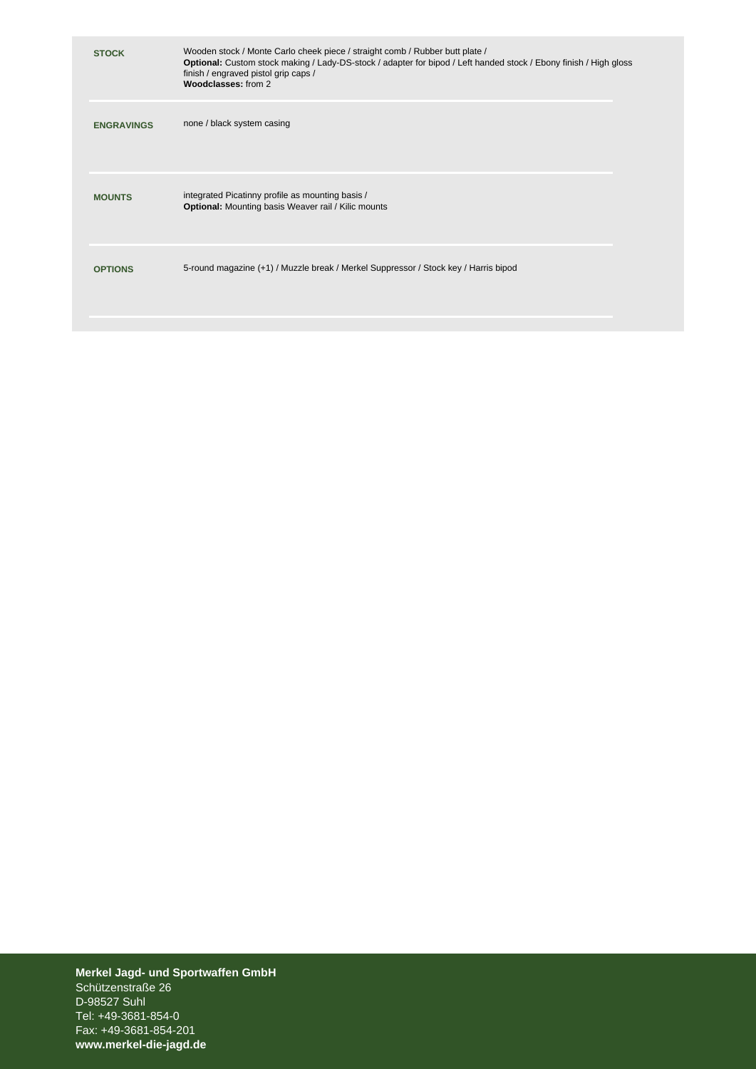| | |
|---|---|
| **STOCK** | Wooden stock / Monte Carlo cheek piece / straight comb / Rubber butt plate / **Optional:** Custom stock making / Lady-DS-stock / adapter for bipod / Left handed stock / Ebony finish / High gloss finish / engraved pistol grip caps / **Woodclasses:** from 2 |
| **ENGRAVINGS** | none / black system casing |
| **MOUNTS** | integrated Picatinny profile as mounting basis / **Optional:** Mounting basis Weaver rail / Kilic mounts |
| **OPTIONS** | 5-round magazine (+1) / Muzzle break / Merkel Suppressor / Stock key / Harris bipod |

**Merkel Jagd- und Sportwaffen GmbH**
Schützenstraße 26
D-98527 Suhl
Tel: +49-3681-854-0
Fax: +49-3681-854-201
**www.merkel-die-jagd.de**